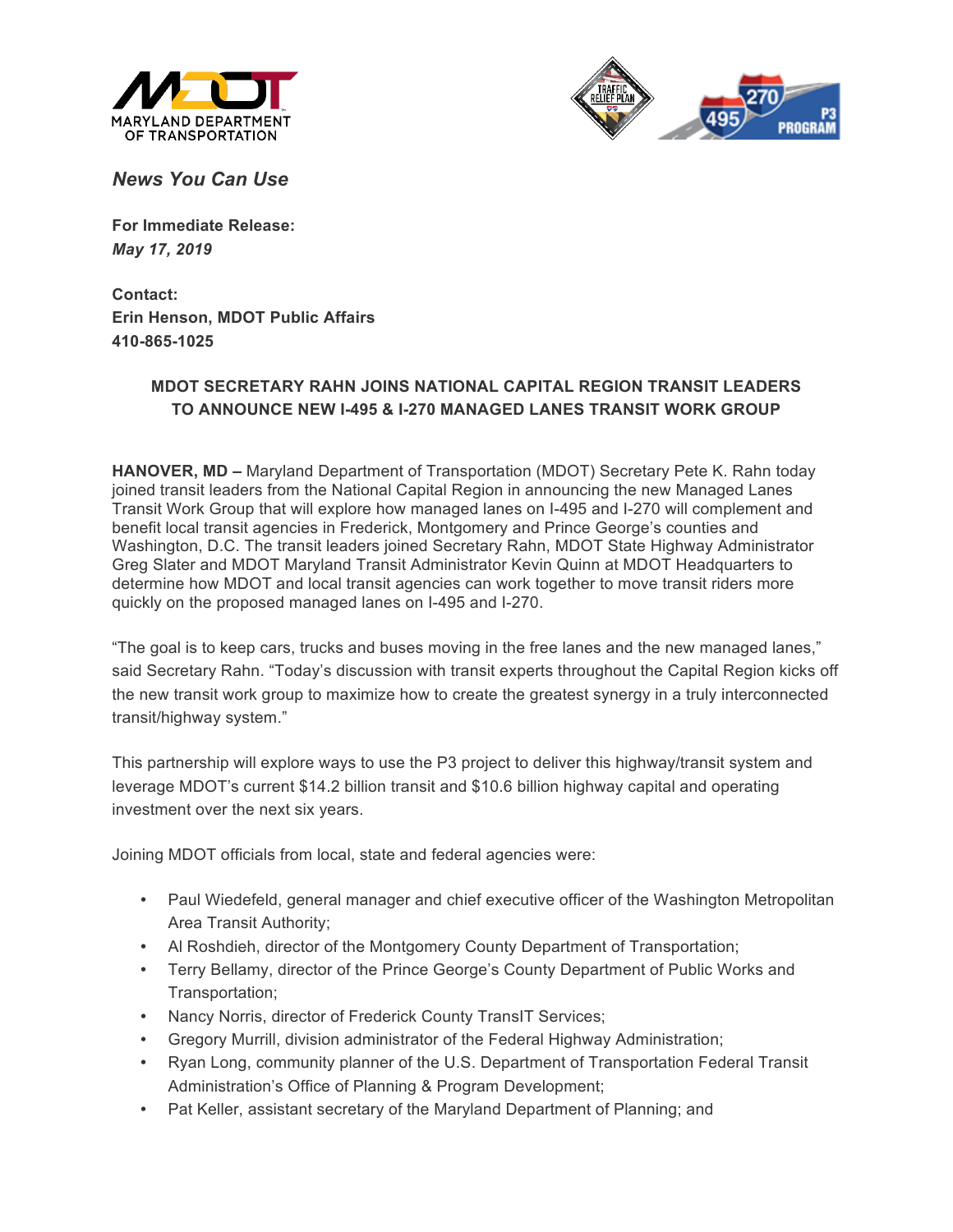MARYLAND DEPARTMENT OF TRANSPORTATION

*News You Can Use*

**For Immediate Release:**
***May 17, 2019***

**Contact:**
**Erin Henson, MDOT Public Affairs**
**410-865-1025**

## MDOT SECRETARY RAHN JOINS NATIONAL CAPITAL REGION TRANSIT LEADERS TO ANNOUNCE NEW I-495 & I-270 MANAGED LANES TRANSIT WORK GROUP

**HANOVER, MD –** Maryland Department of Transportation (MDOT) Secretary Pete K. Rahn today joined transit leaders from the National Capital Region in announcing the new Managed Lanes Transit Work Group that will explore how managed lanes on I-495 and I-270 will complement and benefit local transit agencies in Frederick, Montgomery and Prince George's counties and Washington, D.C. The transit leaders joined Secretary Rahn, MDOT State Highway Administrator Greg Slater and MDOT Maryland Transit Administrator Kevin Quinn at MDOT Headquarters to determine how MDOT and local transit agencies can work together to move transit riders more quickly on the proposed managed lanes on I-495 and I-270.

"The goal is to keep cars, trucks and buses moving in the free lanes and the new managed lanes," said Secretary Rahn. "Today's discussion with transit experts throughout the Capital Region kicks off the new transit work group to maximize how to create the greatest synergy in a truly interconnected transit/highway system."

This partnership will explore ways to use the P3 project to deliver this highway/transit system and leverage MDOT's current $14.2 billion transit and $10.6 billion highway capital and operating investment over the next six years.

Joining MDOT officials from local, state and federal agencies were:

- Paul Wiedefeld, general manager and chief executive officer of the Washington Metropolitan Area Transit Authority;
- Al Roshdieh, director of the Montgomery County Department of Transportation;
- Terry Bellamy, director of the Prince George's County Department of Public Works and Transportation;
- Nancy Norris, director of Frederick County TransIT Services;
- Gregory Murrill, division administrator of the Federal Highway Administration;
- Ryan Long, community planner of the U.S. Department of Transportation Federal Transit Administration's Office of Planning & Program Development;
- Pat Keller, assistant secretary of the Maryland Department of Planning; and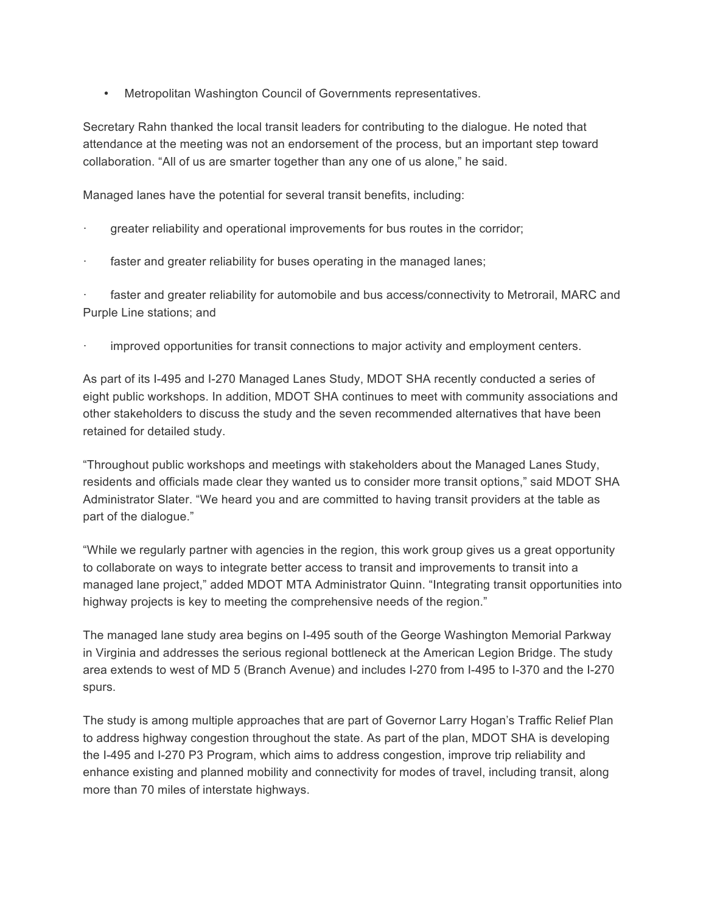- Metropolitan Washington Council of Governments representatives.

Secretary Rahn thanked the local transit leaders for contributing to the dialogue. He noted that attendance at the meeting was not an endorsement of the process, but an important step toward collaboration. “All of us are smarter together than any one of us alone,” he said.

Managed lanes have the potential for several transit benefits, including:

- greater reliability and operational improvements for bus routes in the corridor;
- faster and greater reliability for buses operating in the managed lanes;
- faster and greater reliability for automobile and bus access/connectivity to Metrorail, MARC and Purple Line stations; and
- improved opportunities for transit connections to major activity and employment centers.

As part of its I-495 and I-270 Managed Lanes Study, MDOT SHA recently conducted a series of eight public workshops. In addition, MDOT SHA continues to meet with community associations and other stakeholders to discuss the study and the seven recommended alternatives that have been retained for detailed study.

“Throughout public workshops and meetings with stakeholders about the Managed Lanes Study, residents and officials made clear they wanted us to consider more transit options,” said MDOT SHA Administrator Slater. “We heard you and are committed to having transit providers at the table as part of the dialogue.”

“While we regularly partner with agencies in the region, this work group gives us a great opportunity to collaborate on ways to integrate better access to transit and improvements to transit into a managed lane project,” added MDOT MTA Administrator Quinn. “Integrating transit opportunities into highway projects is key to meeting the comprehensive needs of the region.”

The managed lane study area begins on I-495 south of the George Washington Memorial Parkway in Virginia and addresses the serious regional bottleneck at the American Legion Bridge. The study area extends to west of MD 5 (Branch Avenue) and includes I-270 from I-495 to I-370 and the I-270 spurs.

The study is among multiple approaches that are part of Governor Larry Hogan’s Traffic Relief Plan to address highway congestion throughout the state. As part of the plan, MDOT SHA is developing the I-495 and I-270 P3 Program, which aims to address congestion, improve trip reliability and enhance existing and planned mobility and connectivity for modes of travel, including transit, along more than 70 miles of interstate highways.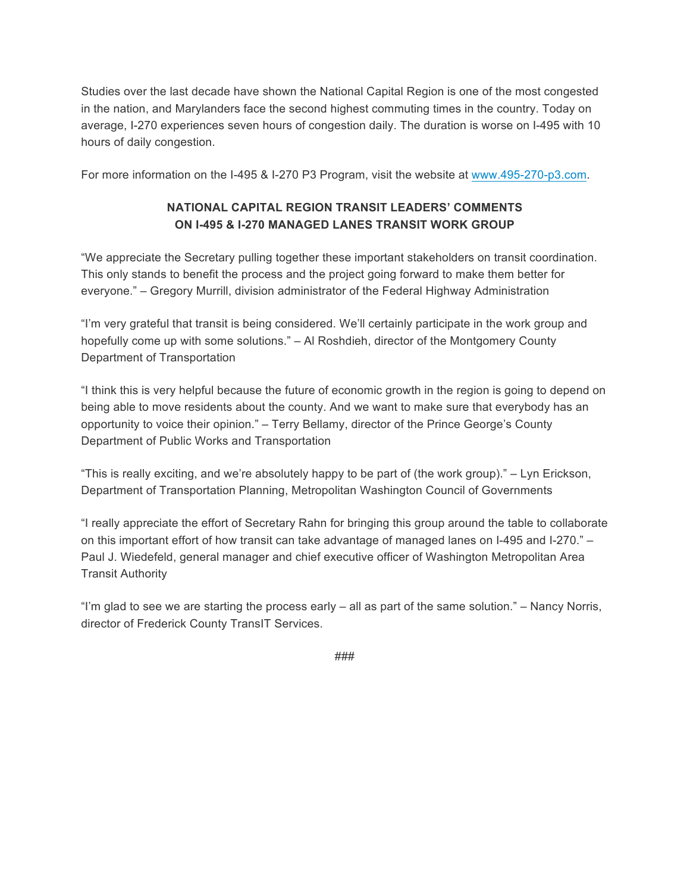Studies over the last decade have shown the National Capital Region is one of the most congested in the nation, and Marylanders face the second highest commuting times in the country. Today on average, I-270 experiences seven hours of congestion daily. The duration is worse on I-495 with 10 hours of daily congestion.

For more information on the I-495 & I-270 P3 Program, visit the website at [www.495-270-p3.com](http://www.495-270-p3.com).

**NATIONAL CAPITAL REGION TRANSIT LEADERS' COMMENTS ON I-495 & I-270 MANAGED LANES TRANSIT WORK GROUP**

"We appreciate the Secretary pulling together these important stakeholders on transit coordination. This only stands to benefit the process and the project going forward to make them better for everyone." – Gregory Murrill, division administrator of the Federal Highway Administration

"I'm very grateful that transit is being considered. We'll certainly participate in the work group and hopefully come up with some solutions." – Al Roshdieh, director of the Montgomery County Department of Transportation

"I think this is very helpful because the future of economic growth in the region is going to depend on being able to move residents about the county. And we want to make sure that everybody has an opportunity to voice their opinion." – Terry Bellamy, director of the Prince George's County Department of Public Works and Transportation

"This is really exciting, and we're absolutely happy to be part of (the work group)." – Lyn Erickson, Department of Transportation Planning, Metropolitan Washington Council of Governments

"I really appreciate the effort of Secretary Rahn for bringing this group around the table to collaborate on this important effort of how transit can take advantage of managed lanes on I-495 and I-270." – Paul J. Wiedefeld, general manager and chief executive officer of Washington Metropolitan Area Transit Authority

"I'm glad to see we are starting the process early – all as part of the same solution." – Nancy Norris, director of Frederick County TransIT Services.

###